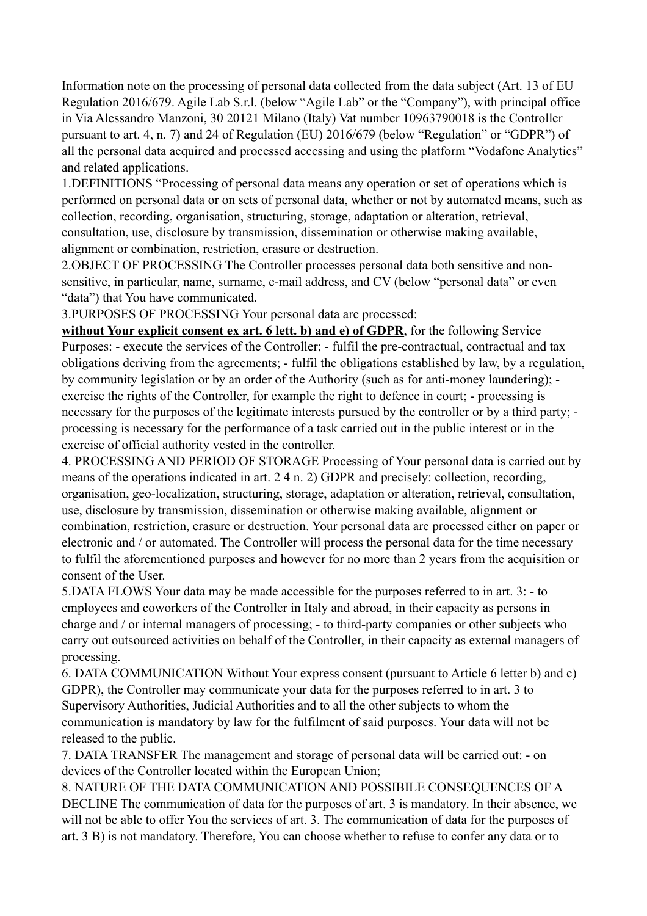Information note on the processing of personal data collected from the data subject (Art. 13 of EU Regulation 2016/679. Agile Lab S.r.l. (below "Agile Lab" or the "Company"), with principal office in Via Alessandro Manzoni, 30 20121 Milano (Italy) Vat number 10963790018 is the Controller pursuant to art. 4, n. 7) and 24 of Regulation (EU) 2016/679 (below "Regulation" or "GDPR") of all the personal data acquired and processed accessing and using the platform "Vodafone Analytics" and related applications.

1.DEFINITIONS "Processing of personal data means any operation or set of operations which is performed on personal data or on sets of personal data, whether or not by automated means, such as collection, recording, organisation, structuring, storage, adaptation or alteration, retrieval, consultation, use, disclosure by transmission, dissemination or otherwise making available, alignment or combination, restriction, erasure or destruction.

2.OBJECT OF PROCESSING The Controller processes personal data both sensitive and non-sensitive, in particular, name, surname, e-mail address, and CV (below "personal data" or even "data") that You have communicated.

3.PURPOSES OF PROCESSING Your personal data are processed:

**without Your explicit consent ex art. 6 lett. b) and e) of GDPR**, for the following Service Purposes: - execute the services of the Controller; - fulfil the pre-contractual, contractual and tax obligations deriving from the agreements; - fulfil the obligations established by law, by a regulation, by community legislation or by an order of the Authority (such as for anti-money laundering); - exercise the rights of the Controller, for example the right to defence in court; - processing is necessary for the purposes of the legitimate interests pursued by the controller or by a third party; - processing is necessary for the performance of a task carried out in the public interest or in the exercise of official authority vested in the controller.

4. PROCESSING AND PERIOD OF STORAGE Processing of Your personal data is carried out by means of the operations indicated in art. 2 4 n. 2) GDPR and precisely: collection, recording, organisation, geo-localization, structuring, storage, adaptation or alteration, retrieval, consultation, use, disclosure by transmission, dissemination or otherwise making available, alignment or combination, restriction, erasure or destruction. Your personal data are processed either on paper or electronic and / or automated. The Controller will process the personal data for the time necessary to fulfil the aforementioned purposes and however for no more than 2 years from the acquisition or consent of the User.

5.DATA FLOWS Your data may be made accessible for the purposes referred to in art. 3: - to employees and coworkers of the Controller in Italy and abroad, in their capacity as persons in charge and / or internal managers of processing; - to third-party companies or other subjects who carry out outsourced activities on behalf of the Controller, in their capacity as external managers of processing.

6. DATA COMMUNICATION Without Your express consent (pursuant to Article 6 letter b) and c) GDPR), the Controller may communicate your data for the purposes referred to in art. 3 to Supervisory Authorities, Judicial Authorities and to all the other subjects to whom the communication is mandatory by law for the fulfilment of said purposes. Your data will not be released to the public.

7. DATA TRANSFER The management and storage of personal data will be carried out: - on devices of the Controller located within the European Union;

8. NATURE OF THE DATA COMMUNICATION AND POSSIBILE CONSEQUENCES OF A DECLINE The communication of data for the purposes of art. 3 is mandatory. In their absence, we will not be able to offer You the services of art. 3. The communication of data for the purposes of art. 3 B) is not mandatory. Therefore, You can choose whether to refuse to confer any data or to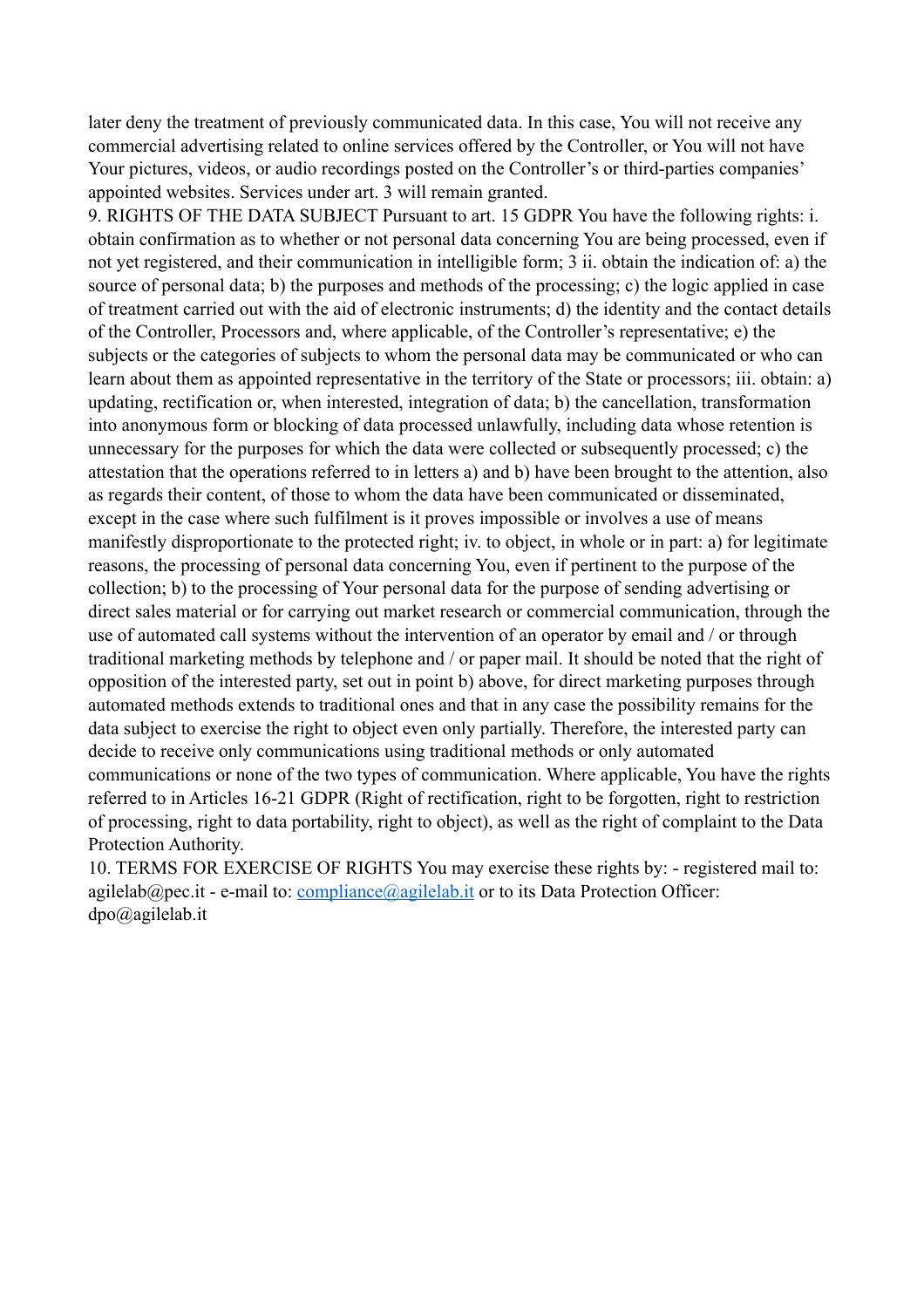later deny the treatment of previously communicated data. In this case, You will not receive any commercial advertising related to online services offered by the Controller, or You will not have Your pictures, videos, or audio recordings posted on the Controller's or third-parties companies' appointed websites. Services under art. 3 will remain granted.

9. RIGHTS OF THE DATA SUBJECT Pursuant to art. 15 GDPR You have the following rights: i. obtain confirmation as to whether or not personal data concerning You are being processed, even if not yet registered, and their communication in intelligible form; 3 ii. obtain the indication of: a) the source of personal data; b) the purposes and methods of the processing; c) the logic applied in case of treatment carried out with the aid of electronic instruments; d) the identity and the contact details of the Controller, Processors and, where applicable, of the Controller's representative; e) the subjects or the categories of subjects to whom the personal data may be communicated or who can learn about them as appointed representative in the territory of the State or processors; iii. obtain: a) updating, rectification or, when interested, integration of data; b) the cancellation, transformation into anonymous form or blocking of data processed unlawfully, including data whose retention is unnecessary for the purposes for which the data were collected or subsequently processed; c) the attestation that the operations referred to in letters a) and b) have been brought to the attention, also as regards their content, of those to whom the data have been communicated or disseminated, except in the case where such fulfilment is it proves impossible or involves a use of means manifestly disproportionate to the protected right; iv. to object, in whole or in part: a) for legitimate reasons, the processing of personal data concerning You, even if pertinent to the purpose of the collection; b) to the processing of Your personal data for the purpose of sending advertising or direct sales material or for carrying out market research or commercial communication, through the use of automated call systems without the intervention of an operator by email and / or through traditional marketing methods by telephone and / or paper mail. It should be noted that the right of opposition of the interested party, set out in point b) above, for direct marketing purposes through automated methods extends to traditional ones and that in any case the possibility remains for the data subject to exercise the right to object even only partially. Therefore, the interested party can decide to receive only communications using traditional methods or only automated communications or none of the two types of communication. Where applicable, You have the rights referred to in Articles 16-21 GDPR (Right of rectification, right to be forgotten, right to restriction of processing, right to data portability, right to object), as well as the right of complaint to the Data Protection Authority.

10. TERMS FOR EXERCISE OF RIGHTS You may exercise these rights by: - registered mail to: agilelab@pec.it - e-mail to: compliance@agilelab.it or to its Data Protection Officer: dpo@agilelab.it